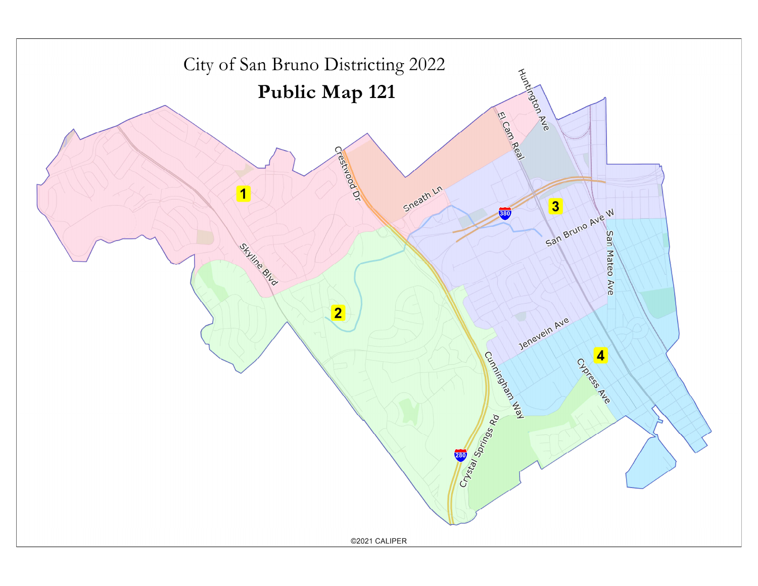City of San Bruno Districting 2022

# Public Map 121

1

2

3

4

Skyline Blvd

Crestwood Dr

Sneath Ln

El Cam Real

Huntington Ave

San Bruno Ave W

San Mateo Ave

Jenevein Ave

Cypress Ave

Cunningham Way

Crystal Springs Rd

380

280

©2021 CALIPER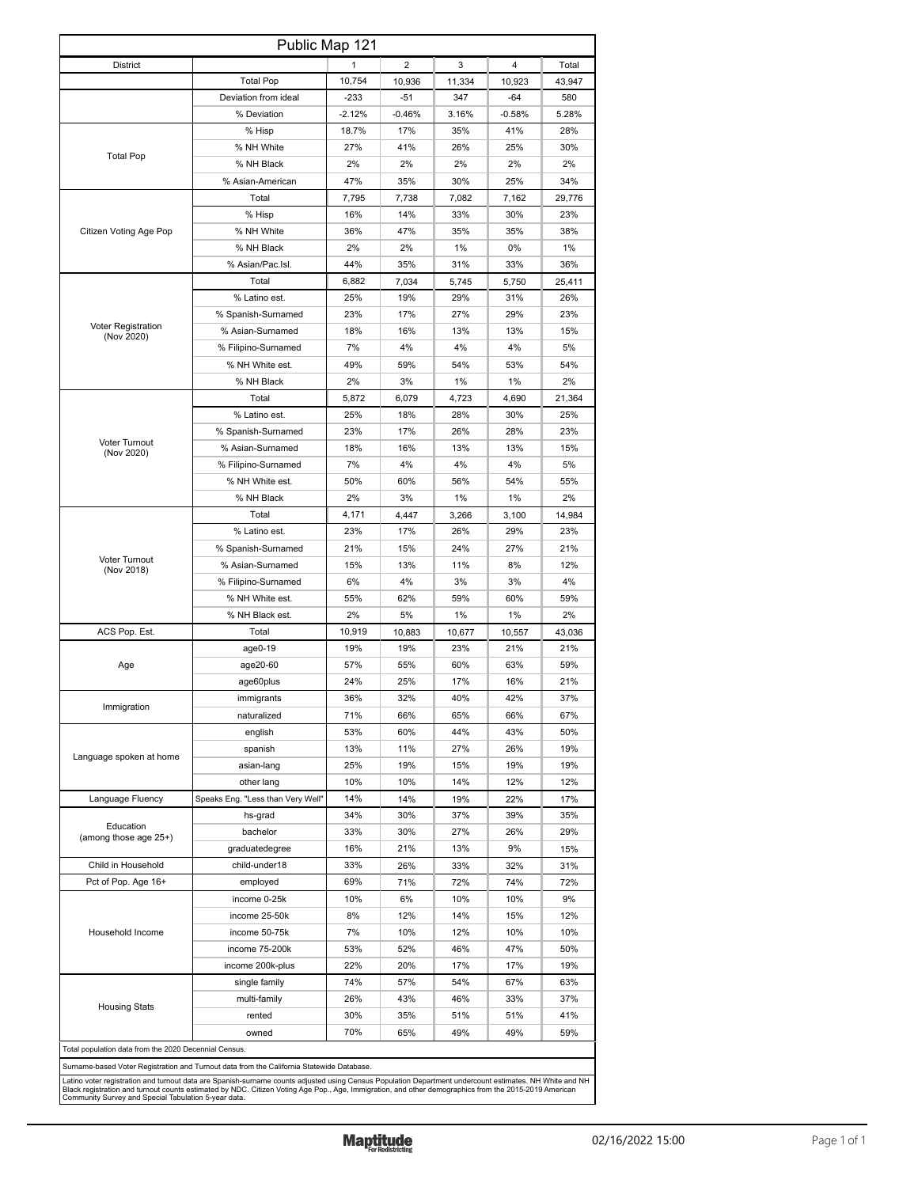| Public Map 121 | | | | | | |
|---|---|---|---|---|---|---|
| District | | 1 | 2 | 3 | 4 | Total |
| | Total Pop | 10,754 | 10,936 | 11,334 | 10,923 | 43,947 |
| | Deviation from ideal | -233 | -51 | 347 | -64 | 580 |
| | % Deviation | -2.12% | -0.46% | 3.16% | -0.58% | 5.28% |
| Total Pop | % Hisp | 18.7% | 17% | 35% | 41% | 28% |
| | % NH White | 27% | 41% | 26% | 25% | 30% |
| | % NH Black | 2% | 2% | 2% | 2% | 2% |
| | % Asian-American | 47% | 35% | 30% | 25% | 34% |
| Citizen Voting Age Pop | Total | 7,795 | 7,738 | 7,082 | 7,162 | 29,776 |
| | % Hisp | 16% | 14% | 33% | 30% | 23% |
| | % NH White | 36% | 47% | 35% | 35% | 38% |
| | % NH Black | 2% | 2% | 1% | 0% | 1% |
| | % Asian/Pac.Isl. | 44% | 35% | 31% | 33% | 36% |
| Voter Registration (Nov 2020) | Total | 6,882 | 7,034 | 5,745 | 5,750 | 25,411 |
| | % Latino est. | 25% | 19% | 29% | 31% | 26% |
| | % Spanish-Surnamed | 23% | 17% | 27% | 29% | 23% |
| | % Asian-Surnamed | 18% | 16% | 13% | 13% | 15% |
| | % Filipino-Surnamed | 7% | 4% | 4% | 4% | 5% |
| | % NH White est. | 49% | 59% | 54% | 53% | 54% |
| | % NH Black | 2% | 3% | 1% | 1% | 2% |
| Voter Turnout (Nov 2020) | Total | 5,872 | 6,079 | 4,723 | 4,690 | 21,364 |
| | % Latino est. | 25% | 18% | 28% | 30% | 25% |
| | % Spanish-Surnamed | 23% | 17% | 26% | 28% | 23% |
| | % Asian-Surnamed | 18% | 16% | 13% | 13% | 15% |
| | % Filipino-Surnamed | 7% | 4% | 4% | 4% | 5% |
| | % NH White est. | 50% | 60% | 56% | 54% | 55% |
| | % NH Black | 2% | 3% | 1% | 1% | 2% |
| Voter Turnout (Nov 2018) | Total | 4,171 | 4,447 | 3,266 | 3,100 | 14,984 |
| | % Latino est. | 23% | 17% | 26% | 29% | 23% |
| | % Spanish-Surnamed | 21% | 15% | 24% | 27% | 21% |
| | % Asian-Surnamed | 15% | 13% | 11% | 8% | 12% |
| | % Filipino-Surnamed | 6% | 4% | 3% | 3% | 4% |
| | % NH White est. | 55% | 62% | 59% | 60% | 59% |
| | % NH Black est. | 2% | 5% | 1% | 1% | 2% |
| ACS Pop. Est. | Total | 10,919 | 10,883 | 10,677 | 10,557 | 43,036 |
| Age | age0-19 | 19% | 19% | 23% | 21% | 21% |
| | age20-60 | 57% | 55% | 60% | 63% | 59% |
| | age60plus | 24% | 25% | 17% | 16% | 21% |
| Immigration | immigrants | 36% | 32% | 40% | 42% | 37% |
| | naturalized | 71% | 66% | 65% | 66% | 67% |
| Language spoken at home | english | 53% | 60% | 44% | 43% | 50% |
| | spanish | 13% | 11% | 27% | 26% | 19% |
| | asian-lang | 25% | 19% | 15% | 19% | 19% |
| | other lang | 10% | 10% | 14% | 12% | 12% |
| Language Fluency | Speaks Eng. "Less than Very Well" | 14% | 14% | 19% | 22% | 17% |
| Education (among those age 25+) | hs-grad | 34% | 30% | 37% | 39% | 35% |
| | bachelor | 33% | 30% | 27% | 26% | 29% |
| | graduatedegree | 16% | 21% | 13% | 9% | 15% |
| Child in Household | child-under18 | 33% | 26% | 33% | 32% | 31% |
| Pct of Pop. Age 16+ | employed | 69% | 71% | 72% | 74% | 72% |
| Household Income | income 0-25k | 10% | 6% | 10% | 10% | 9% |
| | income 25-50k | 8% | 12% | 14% | 15% | 12% |
| | income 50-75k | 7% | 10% | 12% | 10% | 10% |
| | income 75-200k | 53% | 52% | 46% | 47% | 50% |
| | income 200k-plus | 22% | 20% | 17% | 17% | 19% |
| Housing Stats | single family | 74% | 57% | 54% | 67% | 63% |
| | multi-family | 26% | 43% | 46% | 33% | 37% |
| | rented | 30% | 35% | 51% | 51% | 41% |
| | owned | 70% | 65% | 49% | 49% | 59% |

Total population data from the 2020 Decennial Census.

Surname-based Voter Registration and Turnout data from the California Statewide Database.

Latino voter registration and turnout data are Spanish-surname counts adjusted using Census Population Department undercount estimates. NH White and NH Black registration and turnout counts estimated by NDC. Citizen Voting Age Pop., Age, Immigration, and other demographics from the 2015-2019 American Community Survey and Special Tabulation 5-year data.

Maptitude For Redistricting 02/16/2022 15:00